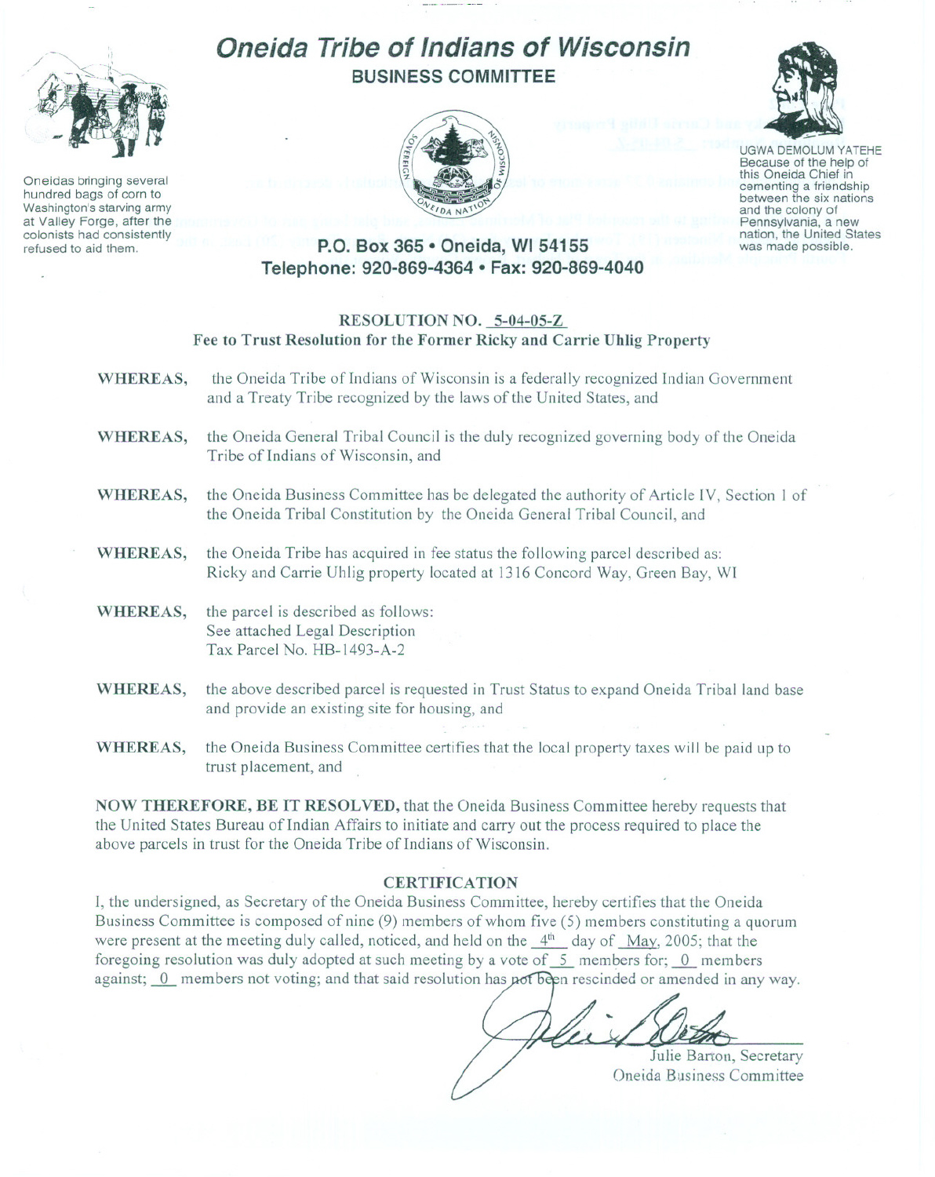# Oneida Tribe of Indians of Wisconsin

## BUSINESS COMMITTEE

Oneidas bringing several hundred bags of corn to Washington's starving army at Valley Forge, after the colonists had consistently refused to aid them.

UGWA DEMOLUM YATEHE
Because of the help of this Oneida Chief in cementing a friendship between the six nations and the colony of Pennsylvania, a new nation, the United States was made possible.

**P.O. Box 365 • Oneida, WI 54155**
**Telephone: 920-869-4364 • Fax: 920-869-4040**

### RESOLUTION NO. 5-04-05-Z
### Fee to Trust Resolution for the Former Ricky and Carrie Uhlig Property

**WHEREAS,** the Oneida Tribe of Indians of Wisconsin is a federally recognized Indian Government and a Treaty Tribe recognized by the laws of the United States, and

**WHEREAS,** the Oneida General Tribal Council is the duly recognized governing body of the Oneida Tribe of Indians of Wisconsin, and

**WHEREAS,** the Oneida Business Committee has be delegated the authority of Article IV, Section 1 of the Oneida Tribal Constitution by the Oneida General Tribal Council, and

**WHEREAS,** the Oneida Tribe has acquired in fee status the following parcel described as: Ricky and Carrie Uhlig property located at 1316 Concord Way, Green Bay, WI

**WHEREAS,** the parcel is described as follows:
See attached Legal Description
Tax Parcel No. HB-1493-A-2

**WHEREAS,** the above described parcel is requested in Trust Status to expand Oneida Tribal land base and provide an existing site for housing, and

**WHEREAS,** the Oneida Business Committee certifies that the local property taxes will be paid up to trust placement, and

**NOW THEREFORE, BE IT RESOLVED,** that the Oneida Business Committee hereby requests that the United States Bureau of Indian Affairs to initiate and carry out the process required to place the above parcels in trust for the Oneida Tribe of Indians of Wisconsin.

### CERTIFICATION

I, the undersigned, as Secretary of the Oneida Business Committee, hereby certifies that the Oneida Business Committee is composed of nine (9) members of whom five (5) members constituting a quorum were present at the meeting duly called, noticed, and held on the 4th day of May, 2005; that the foregoing resolution was duly adopted at such meeting by a vote of 5 members for; 0 members against; 0 members not voting; and that said resolution has not been rescinded or amended in any way.

Julie Barton, Secretary
Oneida Business Committee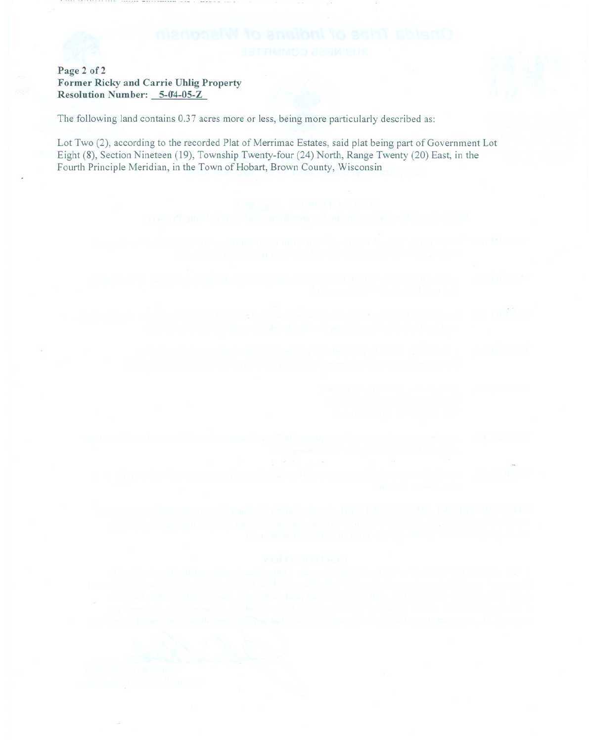**Page 2 of 2**
**Former Ricky and Carrie Uhlig Property**
**Resolution Number: 5-04-05-Z**

The following land contains 0.37 acres more or less, being more particularly described as:

Lot Two (2), according to the recorded Plat of Merrimac Estates, said plat being part of Government Lot Eight (8), Section Nineteen (19), Township Twenty-four (24) North, Range Twenty (20) East, in the Fourth Principle Meridian, in the Town of Hobart, Brown County, Wisconsin